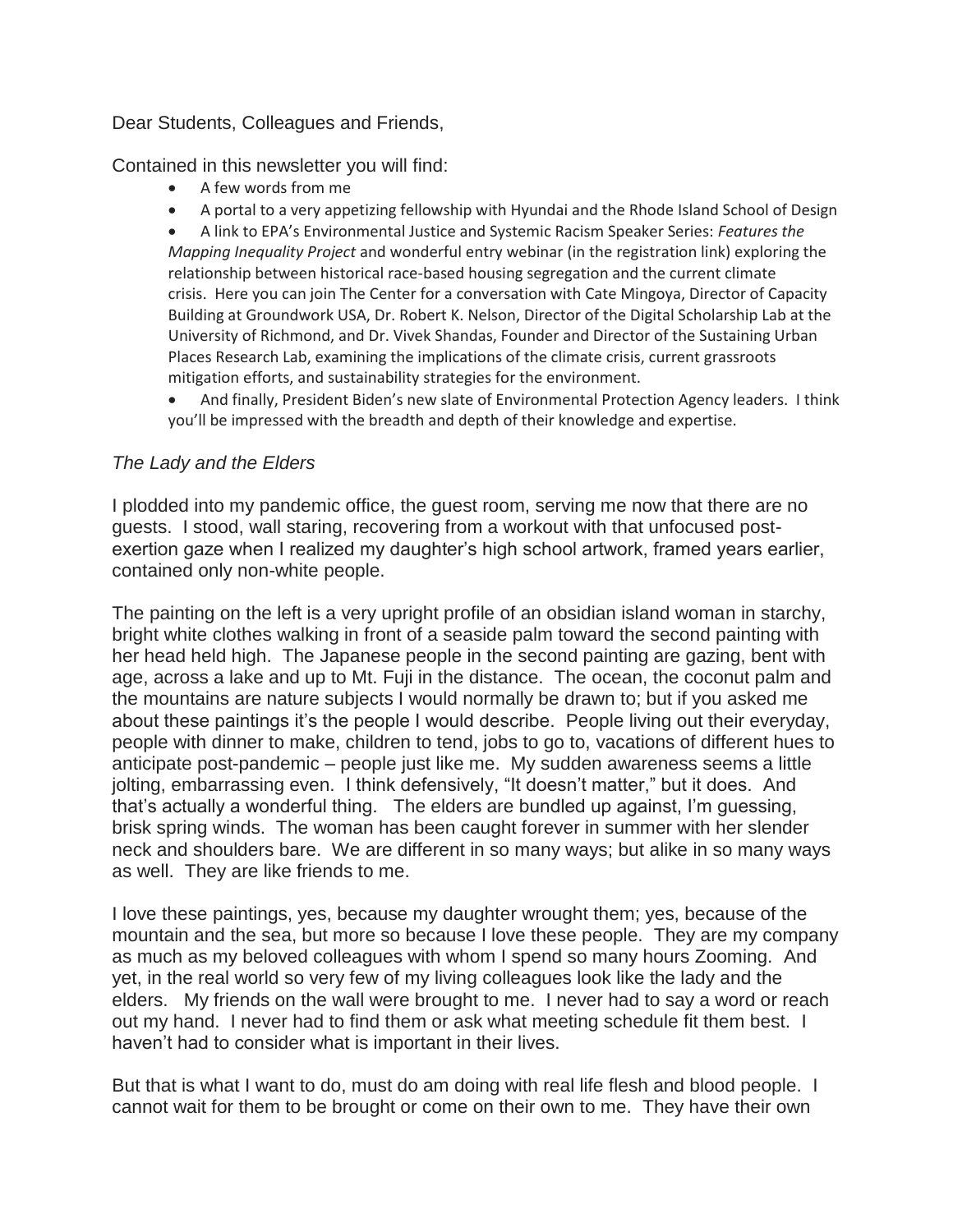Dear Students, Colleagues and Friends,

Contained in this newsletter you will find:

- A few words from me
- A portal to a very appetizing fellowship with Hyundai and the Rhode Island School of Design
- A link to EPA's Environmental Justice and Systemic Racism Speaker Series: *Features the Mapping Inequality Project* and wonderful entry webinar (in the registration link) exploring the relationship between historical race-based housing segregation and the current climate crisis. Here you can join The Center for a conversation with Cate Mingoya, Director of Capacity Building at Groundwork USA, Dr. Robert K. Nelson, Director of the Digital Scholarship Lab at the University of Richmond, and Dr. Vivek Shandas, Founder and Director of the Sustaining Urban Places Research Lab, examining the implications of the climate crisis, current grassroots mitigation efforts, and sustainability strategies for the environment.
- And finally, President Biden's new slate of Environmental Protection Agency leaders. I think you'll be impressed with the breadth and depth of their knowledge and expertise.

*The Lady and the Elders*

I plodded into my pandemic office, the guest room, serving me now that there are no guests. I stood, wall staring, recovering from a workout with that unfocused post-exertion gaze when I realized my daughter's high school artwork, framed years earlier, contained only non-white people.

The painting on the left is a very upright profile of an obsidian island woman in starchy, bright white clothes walking in front of a seaside palm toward the second painting with her head held high. The Japanese people in the second painting are gazing, bent with age, across a lake and up to Mt. Fuji in the distance. The ocean, the coconut palm and the mountains are nature subjects I would normally be drawn to; but if you asked me about these paintings it's the people I would describe. People living out their everyday, people with dinner to make, children to tend, jobs to go to, vacations of different hues to anticipate post-pandemic – people just like me. My sudden awareness seems a little jolting, embarrassing even. I think defensively, "It doesn't matter," but it does. And that's actually a wonderful thing. The elders are bundled up against, I'm guessing, brisk spring winds. The woman has been caught forever in summer with her slender neck and shoulders bare. We are different in so many ways; but alike in so many ways as well. They are like friends to me.

I love these paintings, yes, because my daughter wrought them; yes, because of the mountain and the sea, but more so because I love these people. They are my company as much as my beloved colleagues with whom I spend so many hours Zooming. And yet, in the real world so very few of my living colleagues look like the lady and the elders. My friends on the wall were brought to me. I never had to say a word or reach out my hand. I never had to find them or ask what meeting schedule fit them best. I haven't had to consider what is important in their lives.

But that is what I want to do, must do am doing with real life flesh and blood people. I cannot wait for them to be brought or come on their own to me. They have their own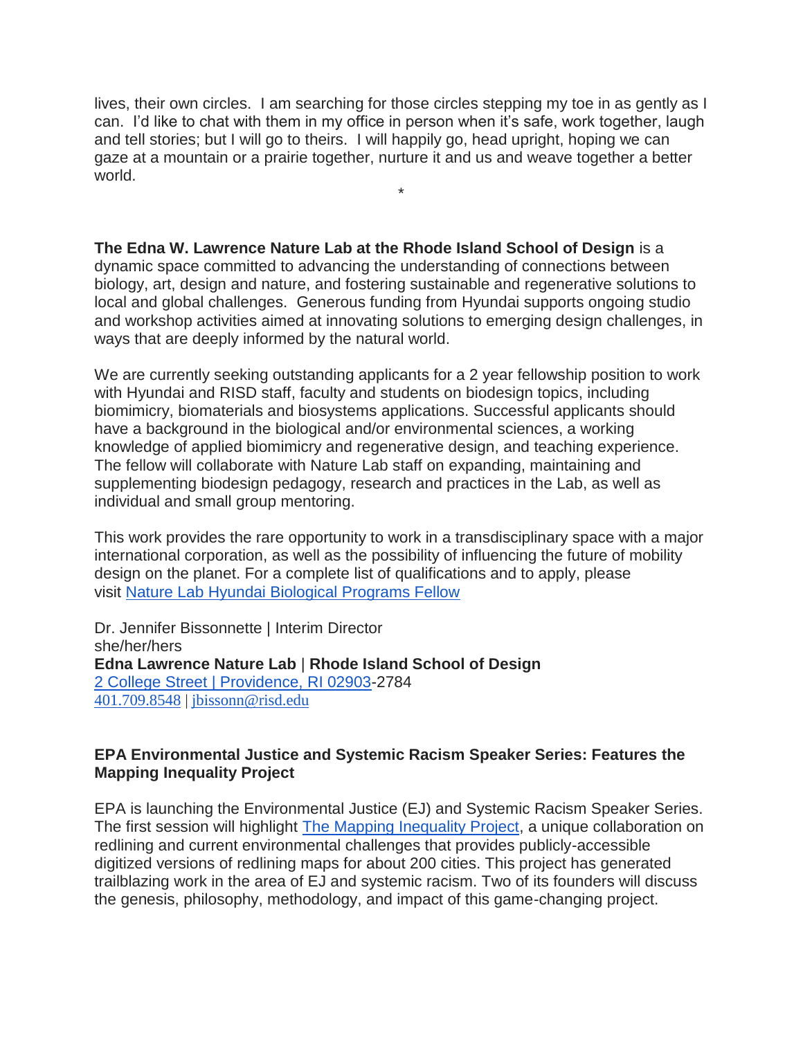lives, their own circles. I am searching for those circles stepping my toe in as gently as I can. I'd like to chat with them in my office in person when it's safe, work together, laugh and tell stories; but I will go to theirs. I will happily go, head upright, hoping we can gaze at a mountain or a prairie together, nurture it and us and weave together a better world.

*

**The Edna W. Lawrence Nature Lab at the Rhode Island School of Design** is a dynamic space committed to advancing the understanding of connections between biology, art, design and nature, and fostering sustainable and regenerative solutions to local and global challenges. Generous funding from Hyundai supports ongoing studio and workshop activities aimed at innovating solutions to emerging design challenges, in ways that are deeply informed by the natural world.

We are currently seeking outstanding applicants for a 2 year fellowship position to work with Hyundai and RISD staff, faculty and students on biodesign topics, including biomimicry, biomaterials and biosystems applications. Successful applicants should have a background in the biological and/or environmental sciences, a working knowledge of applied biomimicry and regenerative design, and teaching experience. The fellow will collaborate with Nature Lab staff on expanding, maintaining and supplementing biodesign pedagogy, research and practices in the Lab, as well as individual and small group mentoring.

This work provides the rare opportunity to work in a transdisciplinary space with a major international corporation, as well as the possibility of influencing the future of mobility design on the planet. For a complete list of qualifications and to apply, please visit Nature Lab Hyundai Biological Programs Fellow

Dr. Jennifer Bissonnette | Interim Director
she/her/hers
**Edna Lawrence Nature Lab** | **Rhode Island School of Design**
2 College Street | Providence, RI 02903-2784
401.709.8548 | jbissonn@risd.edu

**EPA Environmental Justice and Systemic Racism Speaker Series: Features the Mapping Inequality Project**

EPA is launching the Environmental Justice (EJ) and Systemic Racism Speaker Series. The first session will highlight The Mapping Inequality Project, a unique collaboration on redlining and current environmental challenges that provides publicly-accessible digitized versions of redlining maps for about 200 cities. This project has generated trailblazing work in the area of EJ and systemic racism. Two of its founders will discuss the genesis, philosophy, methodology, and impact of this game-changing project.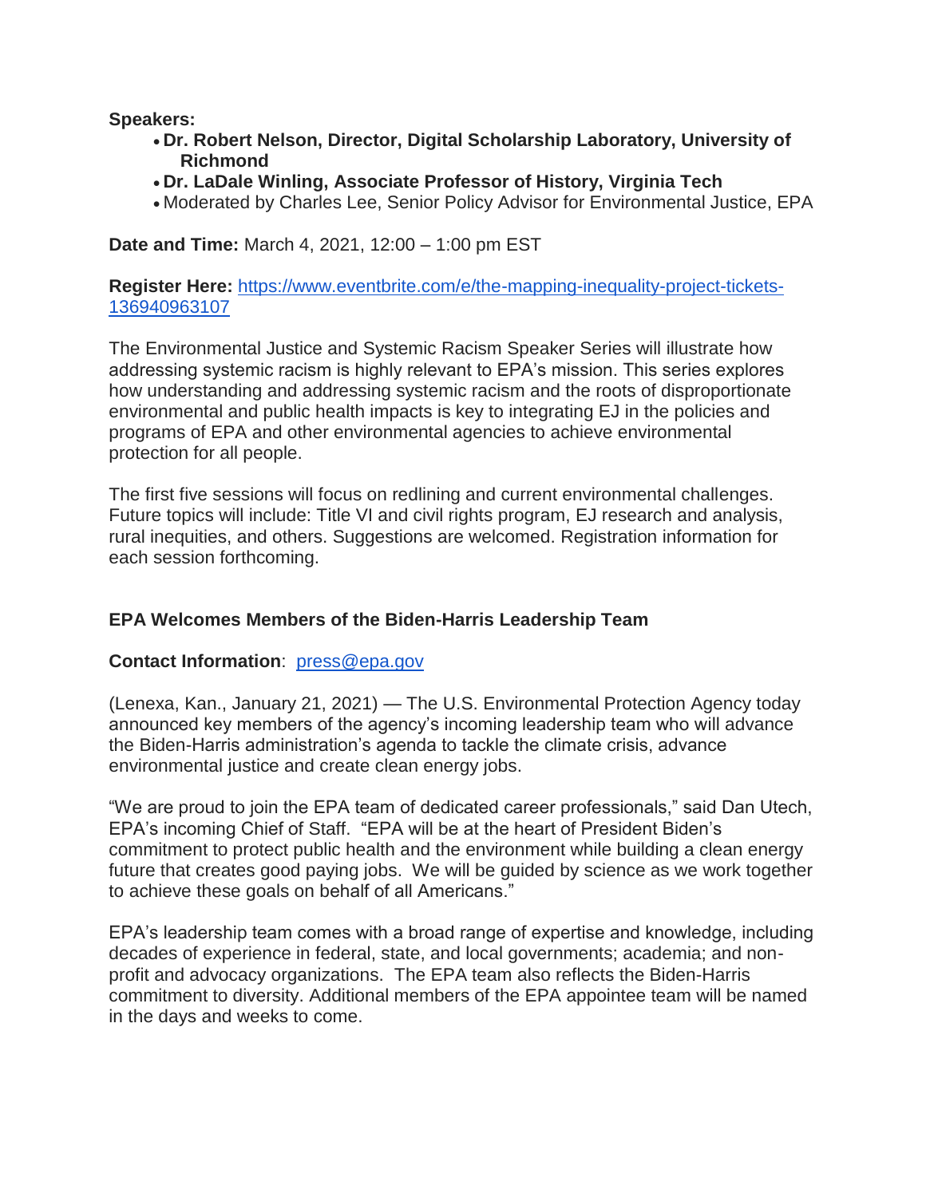**Speakers:**

- **Dr. Robert Nelson, Director, Digital Scholarship Laboratory, University of Richmond**
- **Dr. LaDale Winling, Associate Professor of History, Virginia Tech**
- Moderated by Charles Lee, Senior Policy Advisor for Environmental Justice, EPA

**Date and Time:** March 4, 2021, 12:00 – 1:00 pm EST

**Register Here:** [https://www.eventbrite.com/e/the-mapping-inequality-project-tickets-136940963107](https://www.eventbrite.com/e/the-mapping-inequality-project-tickets-136940963107)

The Environmental Justice and Systemic Racism Speaker Series will illustrate how addressing systemic racism is highly relevant to EPA's mission. This series explores how understanding and addressing systemic racism and the roots of disproportionate environmental and public health impacts is key to integrating EJ in the policies and programs of EPA and other environmental agencies to achieve environmental protection for all people.

The first five sessions will focus on redlining and current environmental challenges. Future topics will include: Title VI and civil rights program, EJ research and analysis, rural inequities, and others. Suggestions are welcomed. Registration information for each session forthcoming.

**EPA Welcomes Members of the Biden-Harris Leadership Team**

**Contact Information**: [press@epa.gov](mailto:press@epa.gov)

(Lenexa, Kan., January 21, 2021) — The U.S. Environmental Protection Agency today announced key members of the agency's incoming leadership team who will advance the Biden-Harris administration's agenda to tackle the climate crisis, advance environmental justice and create clean energy jobs.

"We are proud to join the EPA team of dedicated career professionals," said Dan Utech, EPA's incoming Chief of Staff. "EPA will be at the heart of President Biden's commitment to protect public health and the environment while building a clean energy future that creates good paying jobs. We will be guided by science as we work together to achieve these goals on behalf of all Americans."

EPA's leadership team comes with a broad range of expertise and knowledge, including decades of experience in federal, state, and local governments; academia; and non-profit and advocacy organizations. The EPA team also reflects the Biden-Harris commitment to diversity. Additional members of the EPA appointee team will be named in the days and weeks to come.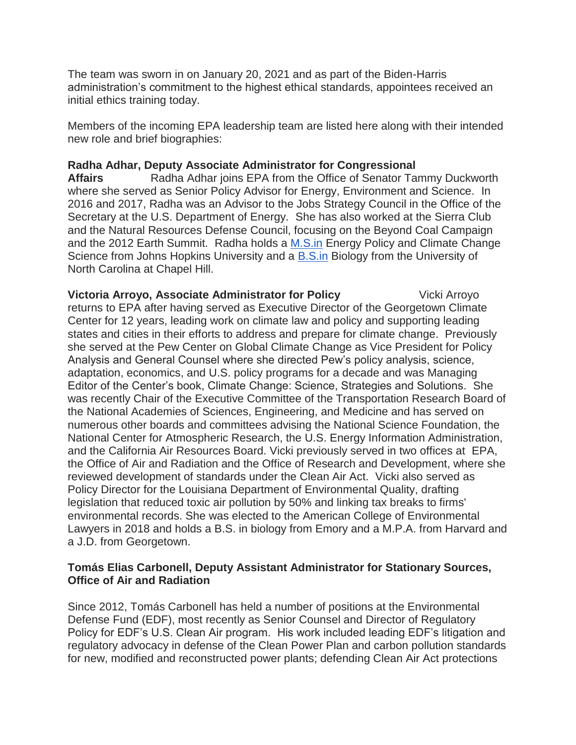The team was sworn in on January 20, 2021 and as part of the Biden-Harris administration's commitment to the highest ethical standards, appointees received an initial ethics training today.

Members of the incoming EPA leadership team are listed here along with their intended new role and brief biographies:

**Radha Adhar, Deputy Associate Administrator for Congressional Affairs** Radha Adhar joins EPA from the Office of Senator Tammy Duckworth where she served as Senior Policy Advisor for Energy, Environment and Science. In 2016 and 2017, Radha was an Advisor to the Jobs Strategy Council in the Office of the Secretary at the U.S. Department of Energy. She has also worked at the Sierra Club and the Natural Resources Defense Council, focusing on the Beyond Coal Campaign and the 2012 Earth Summit. Radha holds a M.S.in Energy Policy and Climate Change Science from Johns Hopkins University and a B.S.in Biology from the University of North Carolina at Chapel Hill.

**Victoria Arroyo, Associate Administrator for Policy** Vicki Arroyo returns to EPA after having served as Executive Director of the Georgetown Climate Center for 12 years, leading work on climate law and policy and supporting leading states and cities in their efforts to address and prepare for climate change. Previously she served at the Pew Center on Global Climate Change as Vice President for Policy Analysis and General Counsel where she directed Pew's policy analysis, science, adaptation, economics, and U.S. policy programs for a decade and was Managing Editor of the Center's book, Climate Change: Science, Strategies and Solutions. She was recently Chair of the Executive Committee of the Transportation Research Board of the National Academies of Sciences, Engineering, and Medicine and has served on numerous other boards and committees advising the National Science Foundation, the National Center for Atmospheric Research, the U.S. Energy Information Administration, and the California Air Resources Board. Vicki previously served in two offices at EPA, the Office of Air and Radiation and the Office of Research and Development, where she reviewed development of standards under the Clean Air Act. Vicki also served as Policy Director for the Louisiana Department of Environmental Quality, drafting legislation that reduced toxic air pollution by 50% and linking tax breaks to firms' environmental records. She was elected to the American College of Environmental Lawyers in 2018 and holds a B.S. in biology from Emory and a M.P.A. from Harvard and a J.D. from Georgetown.

**Tomás Elias Carbonell, Deputy Assistant Administrator for Stationary Sources, Office of Air and Radiation**

Since 2012, Tomás Carbonell has held a number of positions at the Environmental Defense Fund (EDF), most recently as Senior Counsel and Director of Regulatory Policy for EDF's U.S. Clean Air program. His work included leading EDF's litigation and regulatory advocacy in defense of the Clean Power Plan and carbon pollution standards for new, modified and reconstructed power plants; defending Clean Air Act protections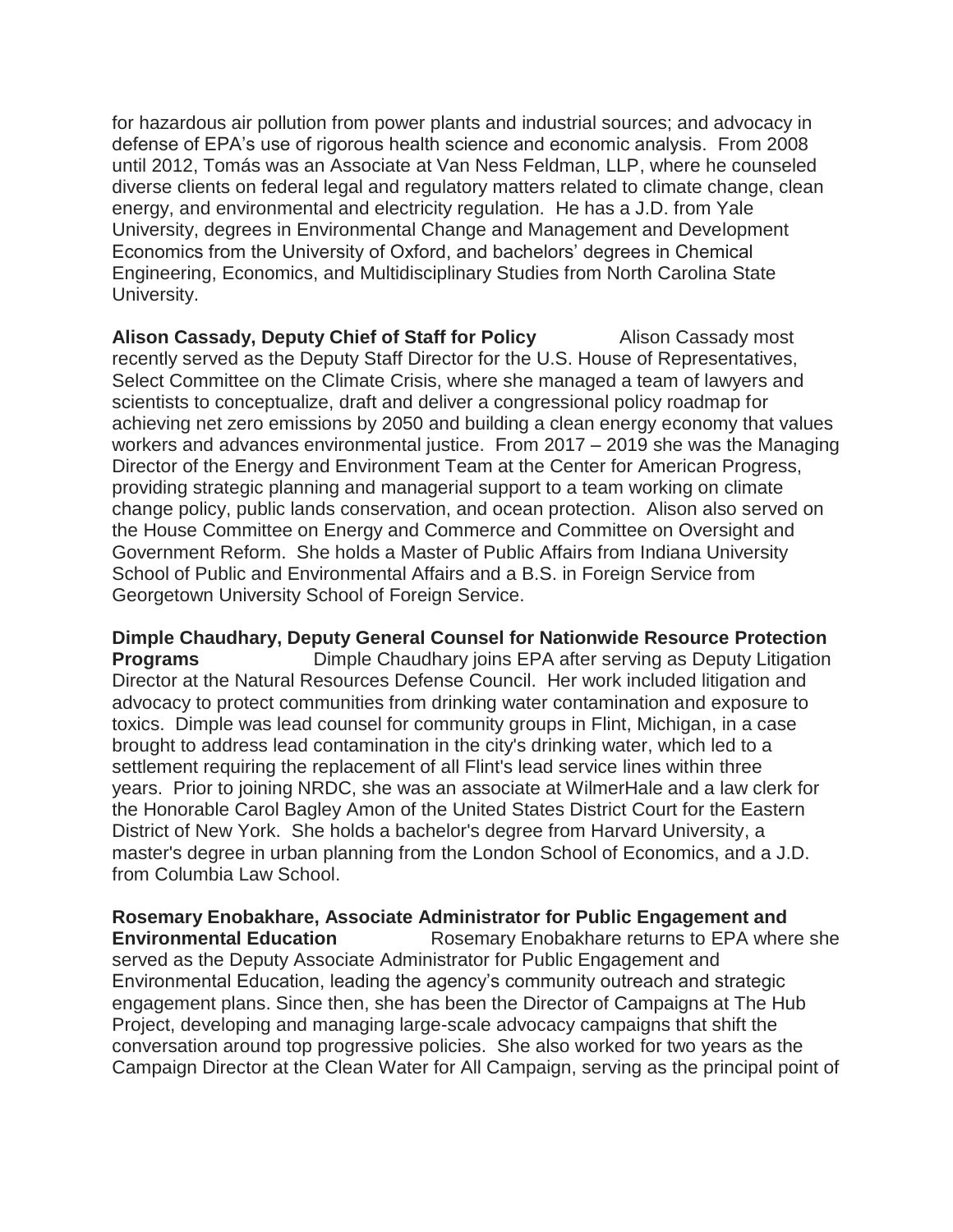for hazardous air pollution from power plants and industrial sources; and advocacy in defense of EPA's use of rigorous health science and economic analysis. From 2008 until 2012, Tomás was an Associate at Van Ness Feldman, LLP, where he counseled diverse clients on federal legal and regulatory matters related to climate change, clean energy, and environmental and electricity regulation. He has a J.D. from Yale University, degrees in Environmental Change and Management and Development Economics from the University of Oxford, and bachelors' degrees in Chemical Engineering, Economics, and Multidisciplinary Studies from North Carolina State University.

**Alison Cassady, Deputy Chief of Staff for Policy** Alison Cassady most recently served as the Deputy Staff Director for the U.S. House of Representatives, Select Committee on the Climate Crisis, where she managed a team of lawyers and scientists to conceptualize, draft and deliver a congressional policy roadmap for achieving net zero emissions by 2050 and building a clean energy economy that values workers and advances environmental justice. From 2017 – 2019 she was the Managing Director of the Energy and Environment Team at the Center for American Progress, providing strategic planning and managerial support to a team working on climate change policy, public lands conservation, and ocean protection. Alison also served on the House Committee on Energy and Commerce and Committee on Oversight and Government Reform. She holds a Master of Public Affairs from Indiana University School of Public and Environmental Affairs and a B.S. in Foreign Service from Georgetown University School of Foreign Service.

**Dimple Chaudhary, Deputy General Counsel for Nationwide Resource Protection Programs** Dimple Chaudhary joins EPA after serving as Deputy Litigation Director at the Natural Resources Defense Council. Her work included litigation and advocacy to protect communities from drinking water contamination and exposure to toxics. Dimple was lead counsel for community groups in Flint, Michigan, in a case brought to address lead contamination in the city's drinking water, which led to a settlement requiring the replacement of all Flint's lead service lines within three years. Prior to joining NRDC, she was an associate at WilmerHale and a law clerk for the Honorable Carol Bagley Amon of the United States District Court for the Eastern District of New York. She holds a bachelor's degree from Harvard University, a master's degree in urban planning from the London School of Economics, and a J.D. from Columbia Law School.

**Rosemary Enobakhare, Associate Administrator for Public Engagement and Environmental Education** Rosemary Enobakhare returns to EPA where she served as the Deputy Associate Administrator for Public Engagement and Environmental Education, leading the agency's community outreach and strategic engagement plans. Since then, she has been the Director of Campaigns at The Hub Project, developing and managing large-scale advocacy campaigns that shift the conversation around top progressive policies. She also worked for two years as the Campaign Director at the Clean Water for All Campaign, serving as the principal point of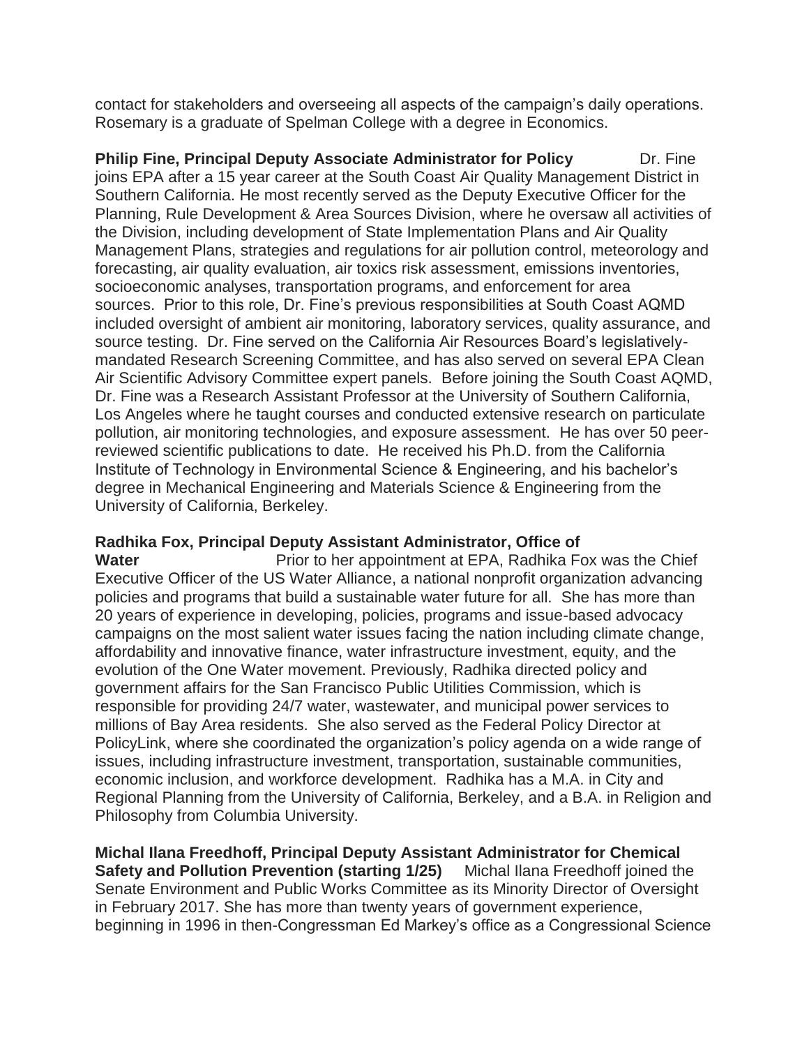contact for stakeholders and overseeing all aspects of the campaign's daily operations. Rosemary is a graduate of Spelman College with a degree in Economics.

**Philip Fine, Principal Deputy Associate Administrator for Policy** Dr. Fine joins EPA after a 15 year career at the South Coast Air Quality Management District in Southern California. He most recently served as the Deputy Executive Officer for the Planning, Rule Development & Area Sources Division, where he oversaw all activities of the Division, including development of State Implementation Plans and Air Quality Management Plans, strategies and regulations for air pollution control, meteorology and forecasting, air quality evaluation, air toxics risk assessment, emissions inventories, socioeconomic analyses, transportation programs, and enforcement for area sources. Prior to this role, Dr. Fine's previous responsibilities at South Coast AQMD included oversight of ambient air monitoring, laboratory services, quality assurance, and source testing. Dr. Fine served on the California Air Resources Board's legislatively-mandated Research Screening Committee, and has also served on several EPA Clean Air Scientific Advisory Committee expert panels. Before joining the South Coast AQMD, Dr. Fine was a Research Assistant Professor at the University of Southern California, Los Angeles where he taught courses and conducted extensive research on particulate pollution, air monitoring technologies, and exposure assessment. He has over 50 peer-reviewed scientific publications to date. He received his Ph.D. from the California Institute of Technology in Environmental Science & Engineering, and his bachelor's degree in Mechanical Engineering and Materials Science & Engineering from the University of California, Berkeley.

**Radhika Fox, Principal Deputy Assistant Administrator, Office of Water** Prior to her appointment at EPA, Radhika Fox was the Chief Executive Officer of the US Water Alliance, a national nonprofit organization advancing policies and programs that build a sustainable water future for all. She has more than 20 years of experience in developing, policies, programs and issue-based advocacy campaigns on the most salient water issues facing the nation including climate change, affordability and innovative finance, water infrastructure investment, equity, and the evolution of the One Water movement. Previously, Radhika directed policy and government affairs for the San Francisco Public Utilities Commission, which is responsible for providing 24/7 water, wastewater, and municipal power services to millions of Bay Area residents. She also served as the Federal Policy Director at PolicyLink, where she coordinated the organization's policy agenda on a wide range of issues, including infrastructure investment, transportation, sustainable communities, economic inclusion, and workforce development. Radhika has a M.A. in City and Regional Planning from the University of California, Berkeley, and a B.A. in Religion and Philosophy from Columbia University.

**Michal Ilana Freedhoff, Principal Deputy Assistant Administrator for Chemical Safety and Pollution Prevention (starting 1/25)** Michal Ilana Freedhoff joined the Senate Environment and Public Works Committee as its Minority Director of Oversight in February 2017. She has more than twenty years of government experience, beginning in 1996 in then-Congressman Ed Markey's office as a Congressional Science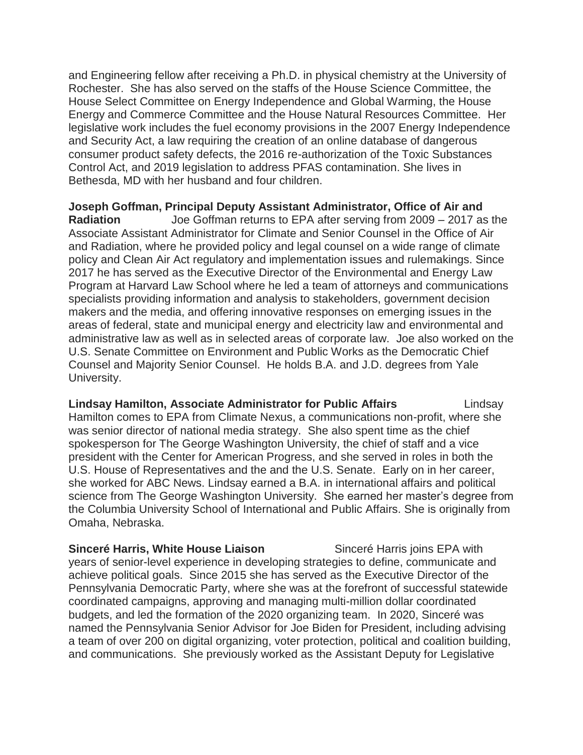and Engineering fellow after receiving a Ph.D. in physical chemistry at the University of Rochester. She has also served on the staffs of the House Science Committee, the House Select Committee on Energy Independence and Global Warming, the House Energy and Commerce Committee and the House Natural Resources Committee. Her legislative work includes the fuel economy provisions in the 2007 Energy Independence and Security Act, a law requiring the creation of an online database of dangerous consumer product safety defects, the 2016 re-authorization of the Toxic Substances Control Act, and 2019 legislation to address PFAS contamination. She lives in Bethesda, MD with her husband and four children.

**Joseph Goffman, Principal Deputy Assistant Administrator, Office of Air and Radiation** Joe Goffman returns to EPA after serving from 2009 – 2017 as the Associate Assistant Administrator for Climate and Senior Counsel in the Office of Air and Radiation, where he provided policy and legal counsel on a wide range of climate policy and Clean Air Act regulatory and implementation issues and rulemakings. Since 2017 he has served as the Executive Director of the Environmental and Energy Law Program at Harvard Law School where he led a team of attorneys and communications specialists providing information and analysis to stakeholders, government decision makers and the media, and offering innovative responses on emerging issues in the areas of federal, state and municipal energy and electricity law and environmental and administrative law as well as in selected areas of corporate law. Joe also worked on the U.S. Senate Committee on Environment and Public Works as the Democratic Chief Counsel and Majority Senior Counsel. He holds B.A. and J.D. degrees from Yale University.

**Lindsay Hamilton, Associate Administrator for Public Affairs** Lindsay Hamilton comes to EPA from Climate Nexus, a communications non-profit, where she was senior director of national media strategy. She also spent time as the chief spokesperson for The George Washington University, the chief of staff and a vice president with the Center for American Progress, and she served in roles in both the U.S. House of Representatives and the and the U.S. Senate. Early on in her career, she worked for ABC News. Lindsay earned a B.A. in international affairs and political science from The George Washington University. She earned her master's degree from the Columbia University School of International and Public Affairs. She is originally from Omaha, Nebraska.

**Sinceré Harris, White House Liaison** Sinceré Harris joins EPA with years of senior-level experience in developing strategies to define, communicate and achieve political goals. Since 2015 she has served as the Executive Director of the Pennsylvania Democratic Party, where she was at the forefront of successful statewide coordinated campaigns, approving and managing multi-million dollar coordinated budgets, and led the formation of the 2020 organizing team. In 2020, Sinceré was named the Pennsylvania Senior Advisor for Joe Biden for President, including advising a team of over 200 on digital organizing, voter protection, political and coalition building, and communications. She previously worked as the Assistant Deputy for Legislative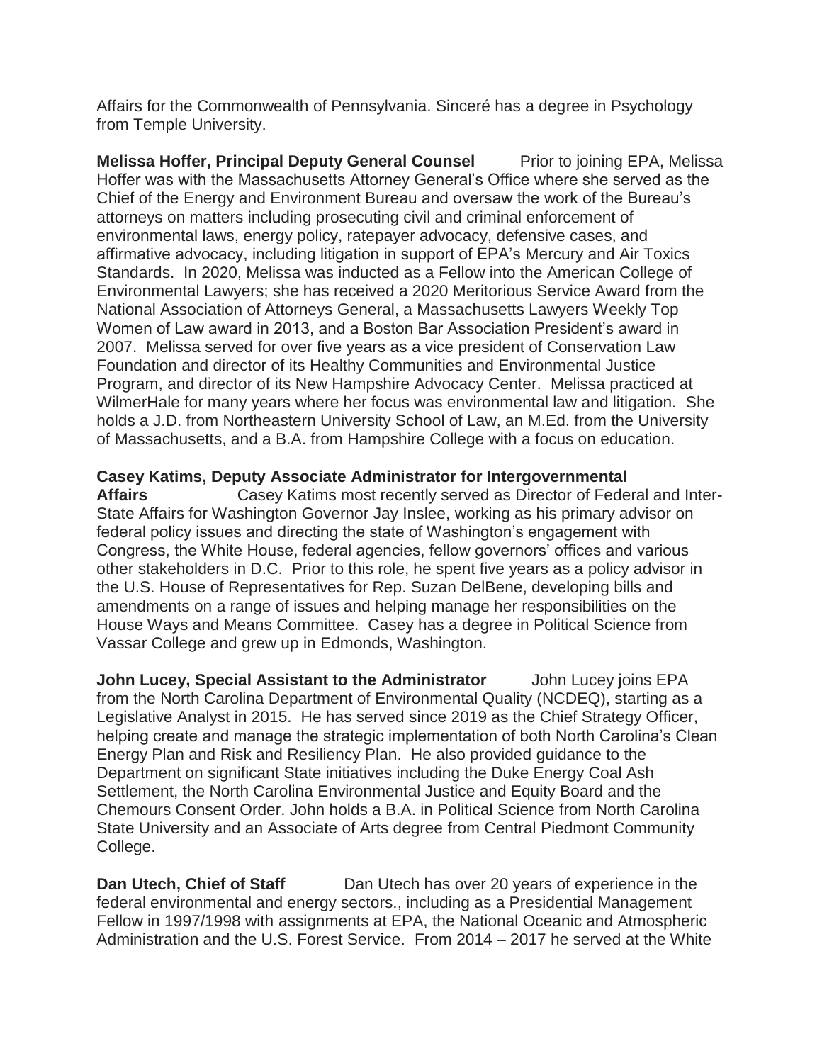Affairs for the Commonwealth of Pennsylvania. Sinceré has a degree in Psychology from Temple University.

**Melissa Hoffer, Principal Deputy General Counsel** Prior to joining EPA, Melissa Hoffer was with the Massachusetts Attorney General's Office where she served as the Chief of the Energy and Environment Bureau and oversaw the work of the Bureau's attorneys on matters including prosecuting civil and criminal enforcement of environmental laws, energy policy, ratepayer advocacy, defensive cases, and affirmative advocacy, including litigation in support of EPA's Mercury and Air Toxics Standards. In 2020, Melissa was inducted as a Fellow into the American College of Environmental Lawyers; she has received a 2020 Meritorious Service Award from the National Association of Attorneys General, a Massachusetts Lawyers Weekly Top Women of Law award in 2013, and a Boston Bar Association President's award in 2007. Melissa served for over five years as a vice president of Conservation Law Foundation and director of its Healthy Communities and Environmental Justice Program, and director of its New Hampshire Advocacy Center. Melissa practiced at WilmerHale for many years where her focus was environmental law and litigation. She holds a J.D. from Northeastern University School of Law, an M.Ed. from the University of Massachusetts, and a B.A. from Hampshire College with a focus on education.

**Casey Katims, Deputy Associate Administrator for Intergovernmental Affairs** Casey Katims most recently served as Director of Federal and Inter-State Affairs for Washington Governor Jay Inslee, working as his primary advisor on federal policy issues and directing the state of Washington's engagement with Congress, the White House, federal agencies, fellow governors' offices and various other stakeholders in D.C. Prior to this role, he spent five years as a policy advisor in the U.S. House of Representatives for Rep. Suzan DelBene, developing bills and amendments on a range of issues and helping manage her responsibilities on the House Ways and Means Committee. Casey has a degree in Political Science from Vassar College and grew up in Edmonds, Washington.

**John Lucey, Special Assistant to the Administrator** John Lucey joins EPA from the North Carolina Department of Environmental Quality (NCDEQ), starting as a Legislative Analyst in 2015. He has served since 2019 as the Chief Strategy Officer, helping create and manage the strategic implementation of both North Carolina's Clean Energy Plan and Risk and Resiliency Plan. He also provided guidance to the Department on significant State initiatives including the Duke Energy Coal Ash Settlement, the North Carolina Environmental Justice and Equity Board and the Chemours Consent Order. John holds a B.A. in Political Science from North Carolina State University and an Associate of Arts degree from Central Piedmont Community College.

**Dan Utech, Chief of Staff** Dan Utech has over 20 years of experience in the federal environmental and energy sectors., including as a Presidential Management Fellow in 1997/1998 with assignments at EPA, the National Oceanic and Atmospheric Administration and the U.S. Forest Service. From 2014 – 2017 he served at the White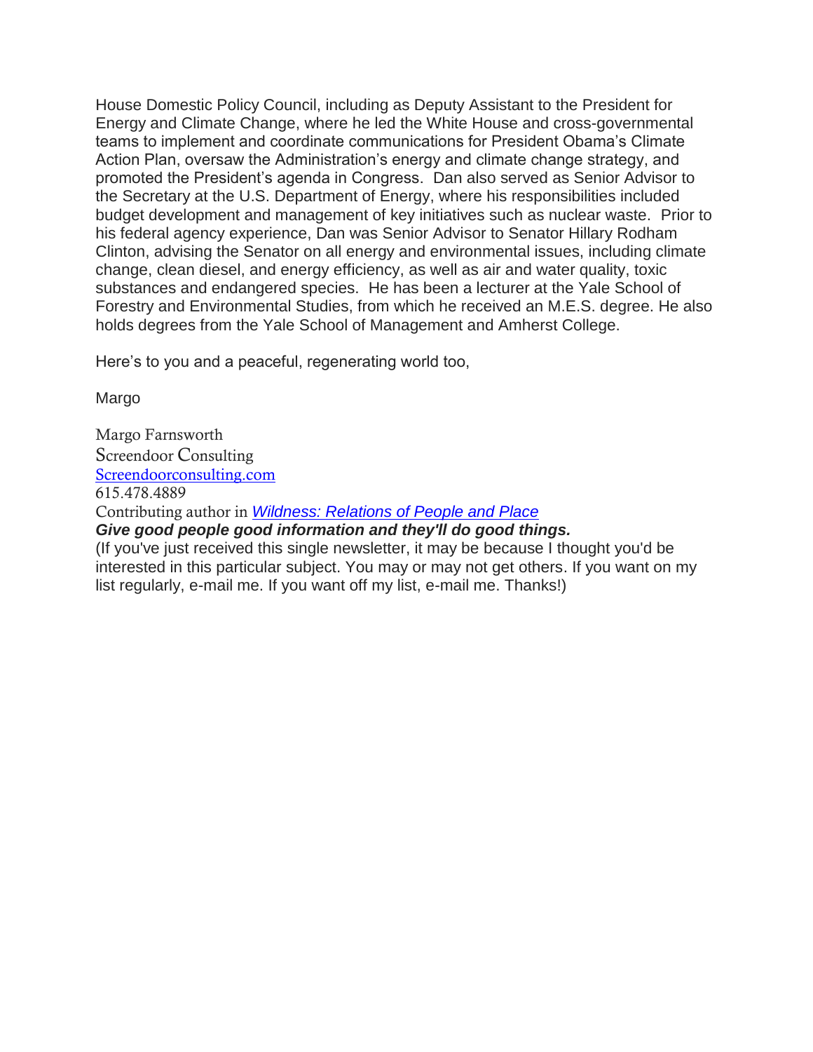House Domestic Policy Council, including as Deputy Assistant to the President for Energy and Climate Change, where he led the White House and cross-governmental teams to implement and coordinate communications for President Obama's Climate Action Plan, oversaw the Administration's energy and climate change strategy, and promoted the President's agenda in Congress. Dan also served as Senior Advisor to the Secretary at the U.S. Department of Energy, where his responsibilities included budget development and management of key initiatives such as nuclear waste. Prior to his federal agency experience, Dan was Senior Advisor to Senator Hillary Rodham Clinton, advising the Senator on all energy and environmental issues, including climate change, clean diesel, and energy efficiency, as well as air and water quality, toxic substances and endangered species. He has been a lecturer at the Yale School of Forestry and Environmental Studies, from which he received an M.E.S. degree. He also holds degrees from the Yale School of Management and Amherst College.

Here's to you and a peaceful, regenerating world too,

Margo

Margo Farnsworth
Screendoor Consulting
Screendoorconsulting.com
615.478.4889
Contributing author in *Wildness: Relations of People and Place*
***Give good people good information and they'll do good things.***
(If you've just received this single newsletter, it may be because I thought you'd be interested in this particular subject. You may or may not get others. If you want on my list regularly, e-mail me. If you want off my list, e-mail me. Thanks!)